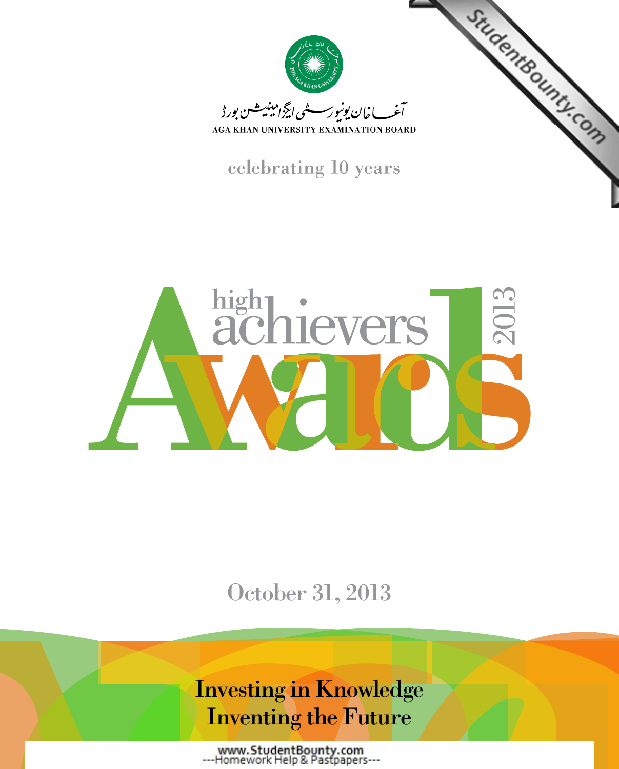آغا خان یونیورسٹی ایگزامینیشن بورڈ

AGA KHAN UNIVERSITY EXAMINATION BOARD

celebrating 10 years

# high achievers Awards 2013

October 31, 2013

Investing in Knowledge
Inventing the Future

www.StudentBounty.com
---Homework Help & Pastpapers---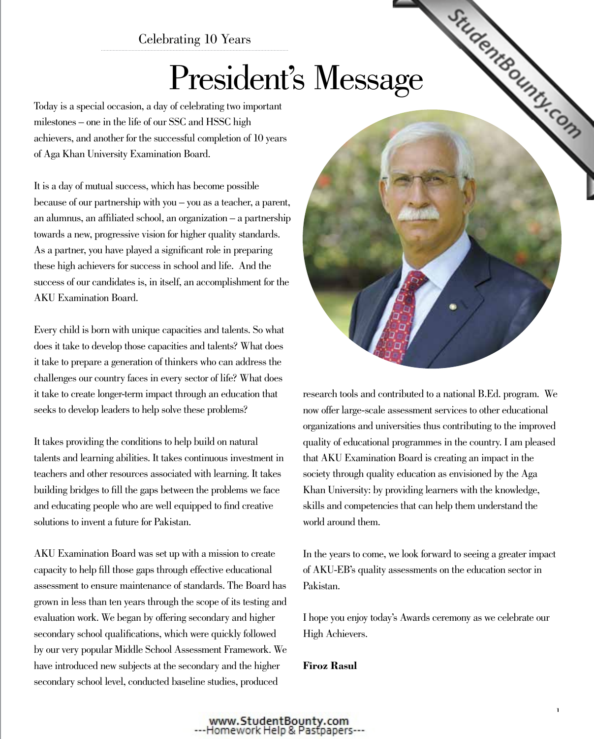Celebrating 10 Years

# President's Message

Today is a special occasion, a day of celebrating two important milestones – one in the life of our SSC and HSSC high achievers, and another for the successful completion of 10 years of Aga Khan University Examination Board.

It is a day of mutual success, which has become possible because of our partnership with you – you as a teacher, a parent, an alumnus, an affiliated school, an organization – a partnership towards a new, progressive vision for higher quality standards. As a partner, you have played a significant role in preparing these high achievers for success in school and life. And the success of our candidates is, in itself, an accomplishment for the AKU Examination Board.

Every child is born with unique capacities and talents. So what does it take to develop those capacities and talents? What does it take to prepare a generation of thinkers who can address the challenges our country faces in every sector of life? What does it take to create longer-term impact through an education that seeks to develop leaders to help solve these problems?

It takes providing the conditions to help build on natural talents and learning abilities. It takes continuous investment in teachers and other resources associated with learning. It takes building bridges to fill the gaps between the problems we face and educating people who are well equipped to find creative solutions to invent a future for Pakistan.

AKU Examination Board was set up with a mission to create capacity to help fill those gaps through effective educational assessment to ensure maintenance of standards. The Board has grown in less than ten years through the scope of its testing and evaluation work. We began by offering secondary and higher secondary school qualifications, which were quickly followed by our very popular Middle School Assessment Framework. We have introduced new subjects at the secondary and the higher secondary school level, conducted baseline studies, produced research tools and contributed to a national B.Ed. program. We now offer large-scale assessment services to other educational organizations and universities thus contributing to the improved quality of educational programmes in the country. I am pleased that AKU Examination Board is creating an impact in the society through quality education as envisioned by the Aga Khan University: by providing learners with the knowledge, skills and competencies that can help them understand the world around them.

In the years to come, we look forward to seeing a greater impact of AKU-EB's quality assessments on the education sector in Pakistan.

I hope you enjoy today's Awards ceremony as we celebrate our High Achievers.

**Firoz Rasul**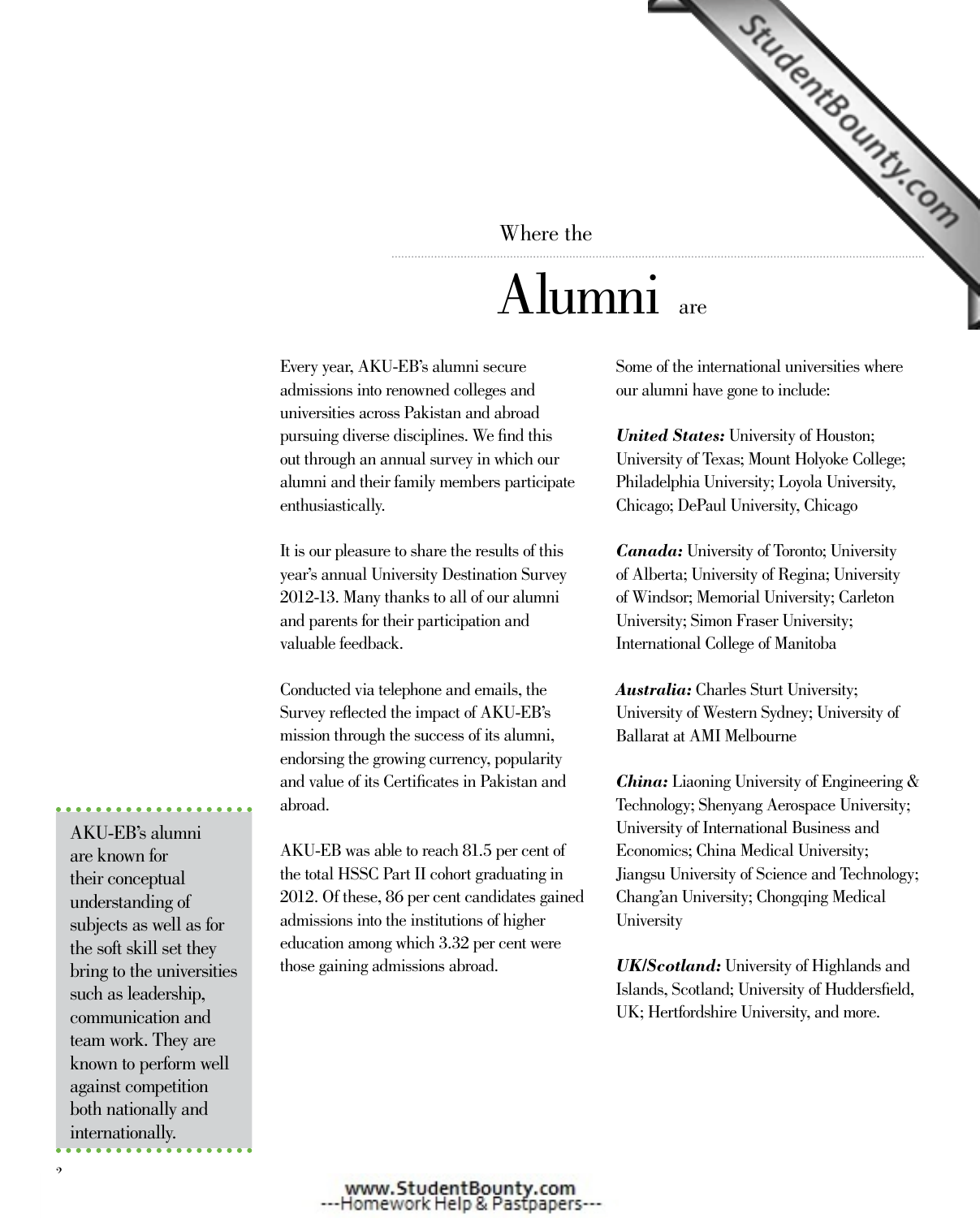# Where the Alumni are

Every year, AKU-EB's alumni secure admissions into renowned colleges and universities across Pakistan and abroad pursuing diverse disciplines. We find this out through an annual survey in which our alumni and their family members participate enthusiastically.

It is our pleasure to share the results of this year's annual University Destination Survey 2012-13. Many thanks to all of our alumni and parents for their participation and valuable feedback.

Conducted via telephone and emails, the Survey reflected the impact of AKU-EB's mission through the success of its alumni, endorsing the growing currency, popularity and value of its Certificates in Pakistan and abroad.

AKU-EB was able to reach 81.5 per cent of the total HSSC Part II cohort graduating in 2012. Of these, 86 per cent candidates gained admissions into the institutions of higher education among which 3.32 per cent were those gaining admissions abroad.

Some of the international universities where our alumni have gone to include:

***United States:*** University of Houston; University of Texas; Mount Holyoke College; Philadelphia University; Loyola University, Chicago; DePaul University, Chicago

***Canada:*** University of Toronto; University of Alberta; University of Regina; University of Windsor; Memorial University; Carleton University; Simon Fraser University; International College of Manitoba

***Australia:*** Charles Sturt University; University of Western Sydney; University of Ballarat at AMI Melbourne

***China:*** Liaoning University of Engineering & Technology; Shenyang Aerospace University; University of International Business and Economics; China Medical University; Jiangsu University of Science and Technology; Chang'an University; Chongqing Medical University

***UK/Scotland:*** University of Highlands and Islands, Scotland; University of Huddersfield, UK; Hertfordshire University, and more.

> AKU-EB's alumni are known for their conceptual understanding of subjects as well as for the soft skill set they bring to the universities such as leadership, communication and team work. They are known to perform well against competition both nationally and internationally.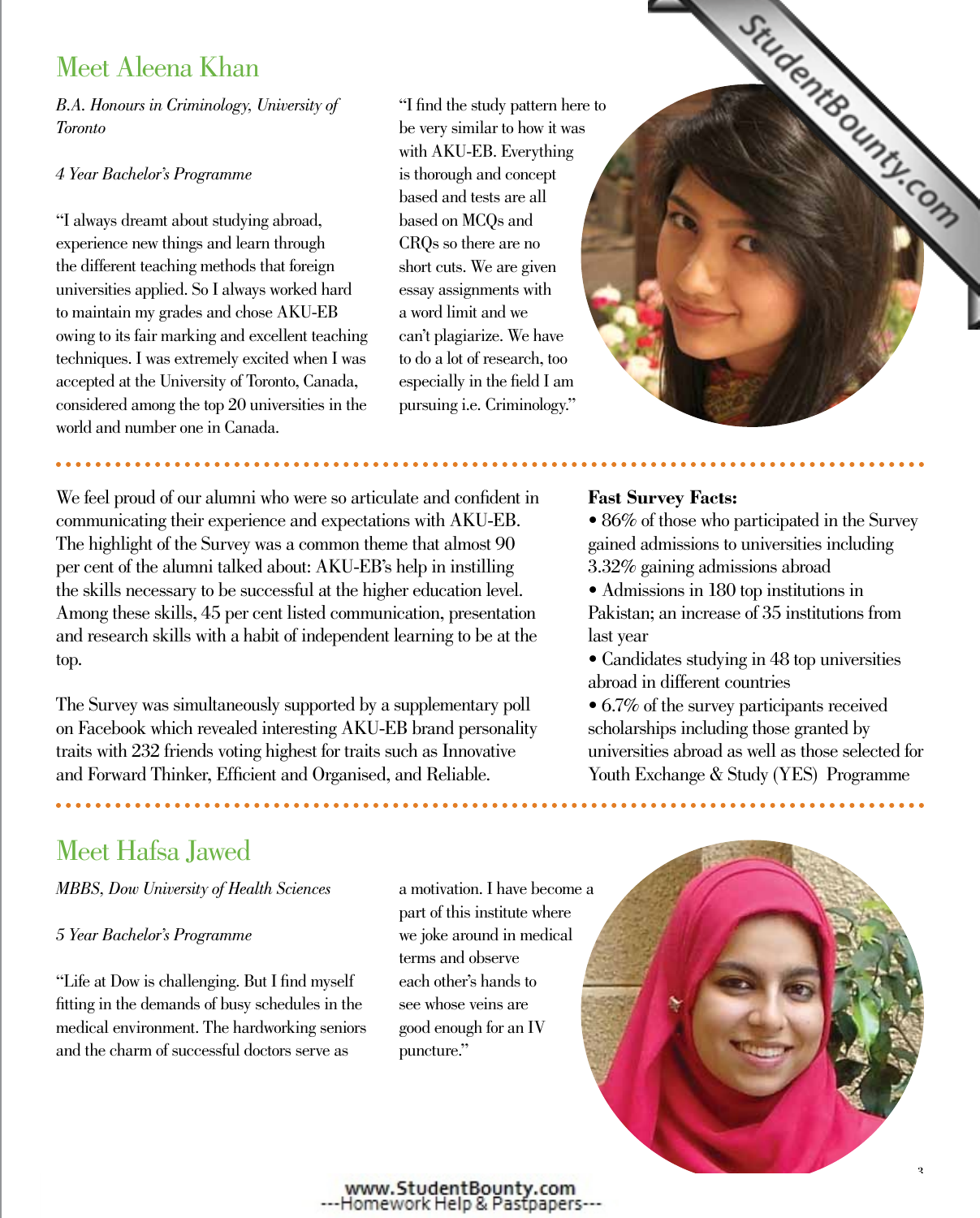## Meet Aleena Khan

*B.A. Honours in Criminology, University of Toronto*

*4 Year Bachelor's Programme*

"I always dreamt about studying abroad, experience new things and learn through the different teaching methods that foreign universities applied. So I always worked hard to maintain my grades and chose AKU-EB owing to its fair marking and excellent teaching techniques. I was extremely excited when I was accepted at the University of Toronto, Canada, considered among the top 20 universities in the world and number one in Canada.

"I find the study pattern here to be very similar to how it was with AKU-EB. Everything is thorough and concept based and tests are all based on MCQs and CRQs so there are no short cuts. We are given essay assignments with a word limit and we can't plagiarize. We have to do a lot of research, too especially in the field I am pursuing i.e. Criminology."

We feel proud of our alumni who were so articulate and confident in communicating their experience and expectations with AKU-EB. The highlight of the Survey was a common theme that almost 90 per cent of the alumni talked about: AKU-EB's help in instilling the skills necessary to be successful at the higher education level. Among these skills, 45 per cent listed communication, presentation and research skills with a habit of independent learning to be at the top.

The Survey was simultaneously supported by a supplementary poll on Facebook which revealed interesting AKU-EB brand personality traits with 232 friends voting highest for traits such as Innovative and Forward Thinker, Efficient and Organised, and Reliable.

**Fast Survey Facts:**

- 86% of those who participated in the Survey gained admissions to universities including 3.32% gaining admissions abroad
- Admissions in 180 top institutions in Pakistan; an increase of 35 institutions from last year
- Candidates studying in 48 top universities abroad in different countries
- 6.7% of the survey participants received scholarships including those granted by universities abroad as well as those selected for Youth Exchange & Study (YES) Programme

## Meet Hafsa Jawed

*MBBS, Dow University of Health Sciences*

*5 Year Bachelor's Programme*

"Life at Dow is challenging. But I find myself fitting in the demands of busy schedules in the medical environment. The hardworking seniors and the charm of successful doctors serve as a motivation. I have become a part of this institute where we joke around in medical terms and observe each other's hands to see whose veins are good enough for an IV puncture."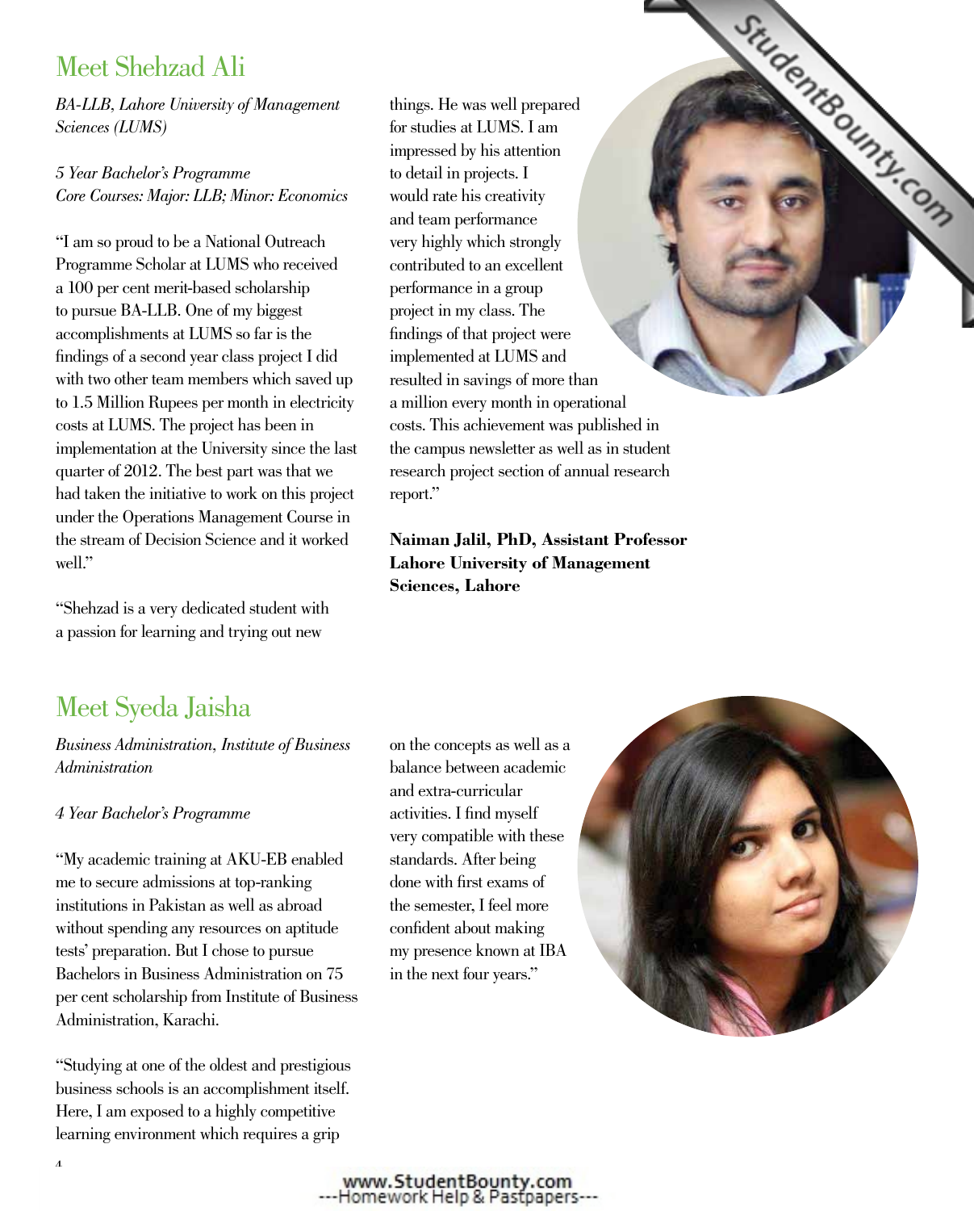## Meet Shehzad Ali

*BA-LLB, Lahore University of Management Sciences (LUMS)*

*5 Year Bachelor's Programme*
*Core Courses: Major: LLB; Minor: Economics*

"I am so proud to be a National Outreach Programme Scholar at LUMS who received a 100 per cent merit-based scholarship to pursue BA-LLB. One of my biggest accomplishments at LUMS so far is the findings of a second year class project I did with two other team members which saved up to 1.5 Million Rupees per month in electricity costs at LUMS. The project has been in implementation at the University since the last quarter of 2012. The best part was that we had taken the initiative to work on this project under the Operations Management Course in the stream of Decision Science and it worked well."

"Shehzad is a very dedicated student with a passion for learning and trying out new things. He was well prepared for studies at LUMS. I am impressed by his attention to detail in projects. I would rate his creativity and team performance very highly which strongly contributed to an excellent performance in a group project in my class. The findings of that project were implemented at LUMS and resulted in savings of more than a million every month in operational costs. This achievement was published in the campus newsletter as well as in student research project section of annual research report."

**Naiman Jalil, PhD, Assistant Professor Lahore University of Management Sciences, Lahore**

## Meet Syeda Jaisha

*Business Administration, Institute of Business Administration*

*4 Year Bachelor's Programme*

"My academic training at AKU-EB enabled me to secure admissions at top-ranking institutions in Pakistan as well as abroad without spending any resources on aptitude tests' preparation. But I chose to pursue Bachelors in Business Administration on 75 per cent scholarship from Institute of Business Administration, Karachi.

"Studying at one of the oldest and prestigious business schools is an accomplishment itself. Here, I am exposed to a highly competitive learning environment which requires a grip on the concepts as well as a balance between academic and extra-curricular activities. I find myself very compatible with these standards. After being done with first exams of the semester, I feel more confident about making my presence known at IBA in the next four years."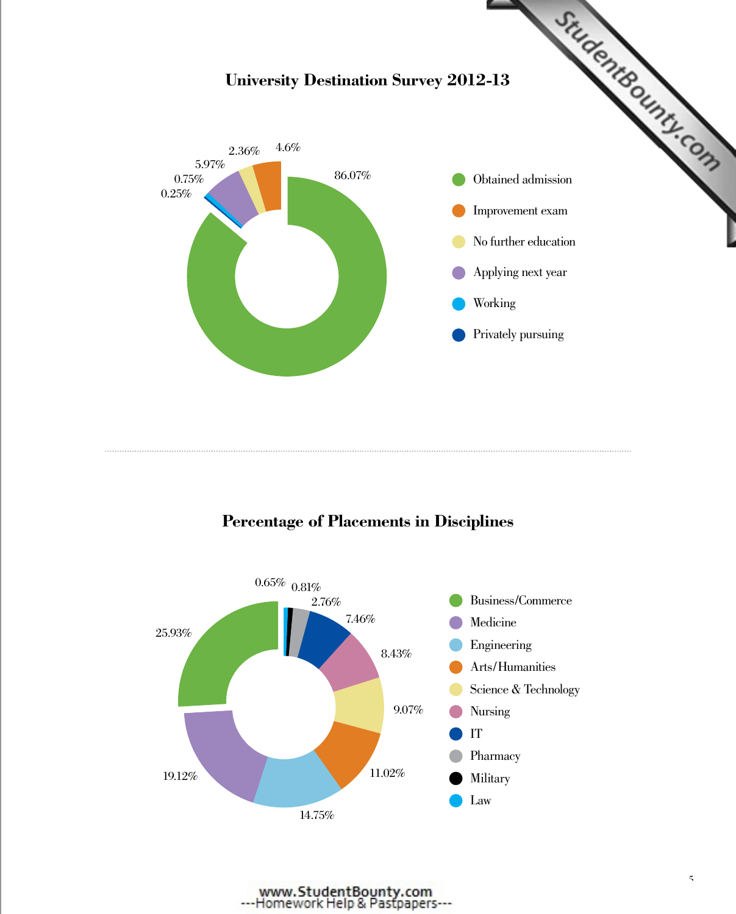## University Destination Survey 2012-13

| Category | Percentage |
|---|---|
| Obtained admission | 86.07% |
| Improvement exam | 4.6% |
| No further education | 2.36% |
| Applying next year | 5.97% |
| Working | 0.75% |
| Privately pursuing | 0.25% |

## Percentage of Placements in Disciplines

| Discipline | Percentage |
|---|---|
| Business/Commerce | 25.93% |
| Medicine | 19.12% |
| Engineering | 14.75% |
| Arts/Humanities | 11.02% |
| Science & Technology | 9.07% |
| Nursing | 8.43% |
| IT | 7.46% |
| Pharmacy | 2.76% |
| Military | 0.81% |
| Law | 0.65% |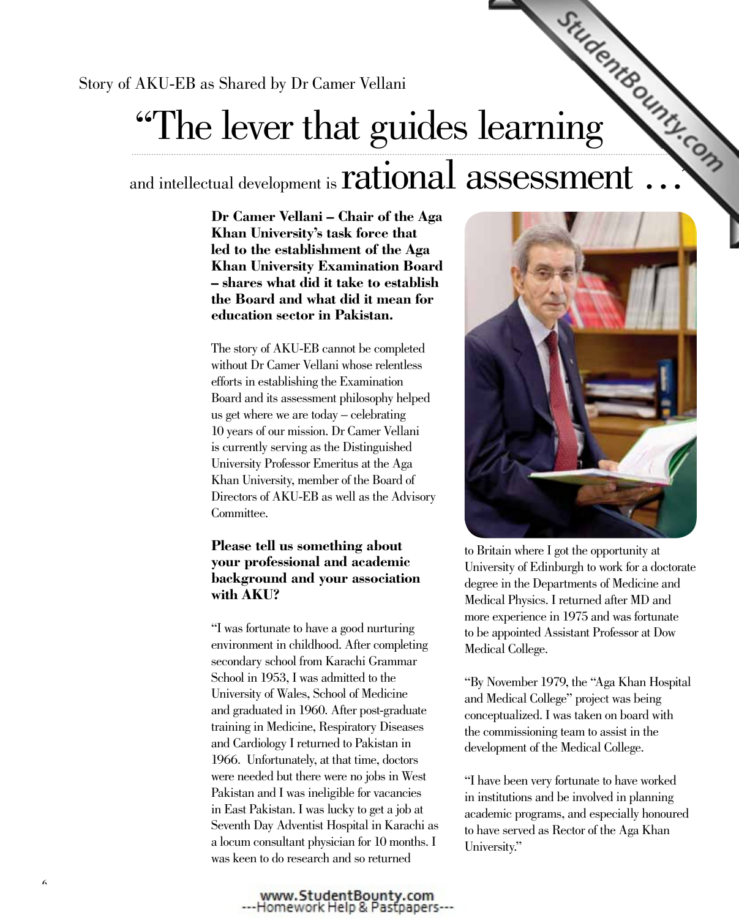Story of AKU-EB as Shared by Dr Camer Vellani

# "The lever that guides learning and intellectual development is rational assessment …"

**Dr Camer Vellani – Chair of the Aga Khan University's task force that led to the establishment of the Aga Khan University Examination Board – shares what did it take to establish the Board and what did it mean for education sector in Pakistan.**

The story of AKU-EB cannot be completed without Dr Camer Vellani whose relentless efforts in establishing the Examination Board and its assessment philosophy helped us get where we are today – celebrating 10 years of our mission. Dr Camer Vellani is currently serving as the Distinguished University Professor Emeritus at the Aga Khan University, member of the Board of Directors of AKU-EB as well as the Advisory Committee.

**Please tell us something about your professional and academic background and your association with AKU?**

"I was fortunate to have a good nurturing environment in childhood. After completing secondary school from Karachi Grammar School in 1953, I was admitted to the University of Wales, School of Medicine and graduated in 1960. After post-graduate training in Medicine, Respiratory Diseases and Cardiology I returned to Pakistan in 1966. Unfortunately, at that time, doctors were needed but there were no jobs in West Pakistan and I was ineligible for vacancies in East Pakistan. I was lucky to get a job at Seventh Day Adventist Hospital in Karachi as a locum consultant physician for 10 months. I was keen to do research and so returned to Britain where I got the opportunity at University of Edinburgh to work for a doctorate degree in the Departments of Medicine and Medical Physics. I returned after MD and more experience in 1975 and was fortunate to be appointed Assistant Professor at Dow Medical College.

"By November 1979, the "Aga Khan Hospital and Medical College" project was being conceptualized. I was taken on board with the commissioning team to assist in the development of the Medical College.

"I have been very fortunate to have worked in institutions and be involved in planning academic programs, and especially honoured to have served as Rector of the Aga Khan University."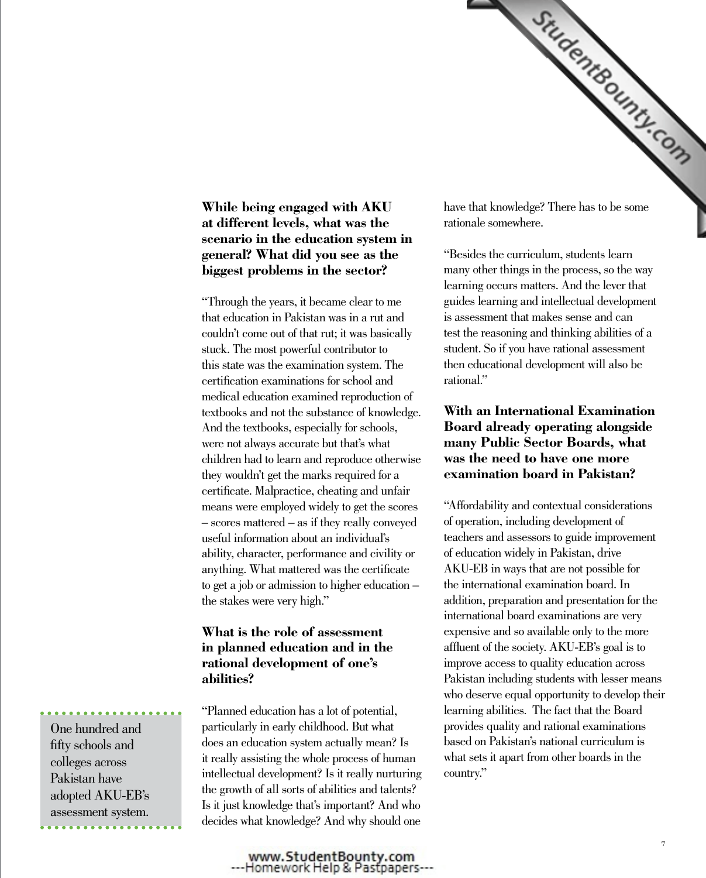**While being engaged with AKU at different levels, what was the scenario in the education system in general? What did you see as the biggest problems in the sector?**

"Through the years, it became clear to me that education in Pakistan was in a rut and couldn't come out of that rut; it was basically stuck. The most powerful contributor to this state was the examination system. The certification examinations for school and medical education examined reproduction of textbooks and not the substance of knowledge. And the textbooks, especially for schools, were not always accurate but that's what children had to learn and reproduce otherwise they wouldn't get the marks required for a certificate. Malpractice, cheating and unfair means were employed widely to get the scores – scores mattered – as if they really conveyed useful information about an individual's ability, character, performance and civility or anything. What mattered was the certificate to get a job or admission to higher education – the stakes were very high."

**What is the role of assessment in planned education and in the rational development of one's abilities?**

"Planned education has a lot of potential, particularly in early childhood. But what does an education system actually mean? Is it really assisting the whole process of human intellectual development? Is it really nurturing the growth of all sorts of abilities and talents? Is it just knowledge that's important? And who decides what knowledge? And why should one have that knowledge? There has to be some rationale somewhere.

"Besides the curriculum, students learn many other things in the process, so the way learning occurs matters. And the lever that guides learning and intellectual development is assessment that makes sense and can test the reasoning and thinking abilities of a student. So if you have rational assessment then educational development will also be rational."

**With an International Examination Board already operating alongside many Public Sector Boards, what was the need to have one more examination board in Pakistan?**

"Affordability and contextual considerations of operation, including development of teachers and assessors to guide improvement of education widely in Pakistan, drive AKU-EB in ways that are not possible for the international examination board. In addition, preparation and presentation for the international board examinations are very expensive and so available only to the more affluent of the society. AKU-EB's goal is to improve access to quality education across Pakistan including students with lesser means who deserve equal opportunity to develop their learning abilities. The fact that the Board provides quality and rational examinations based on Pakistan's national curriculum is what sets it apart from other boards in the country."

One hundred and fifty schools and colleges across Pakistan have adopted AKU-EB's assessment system.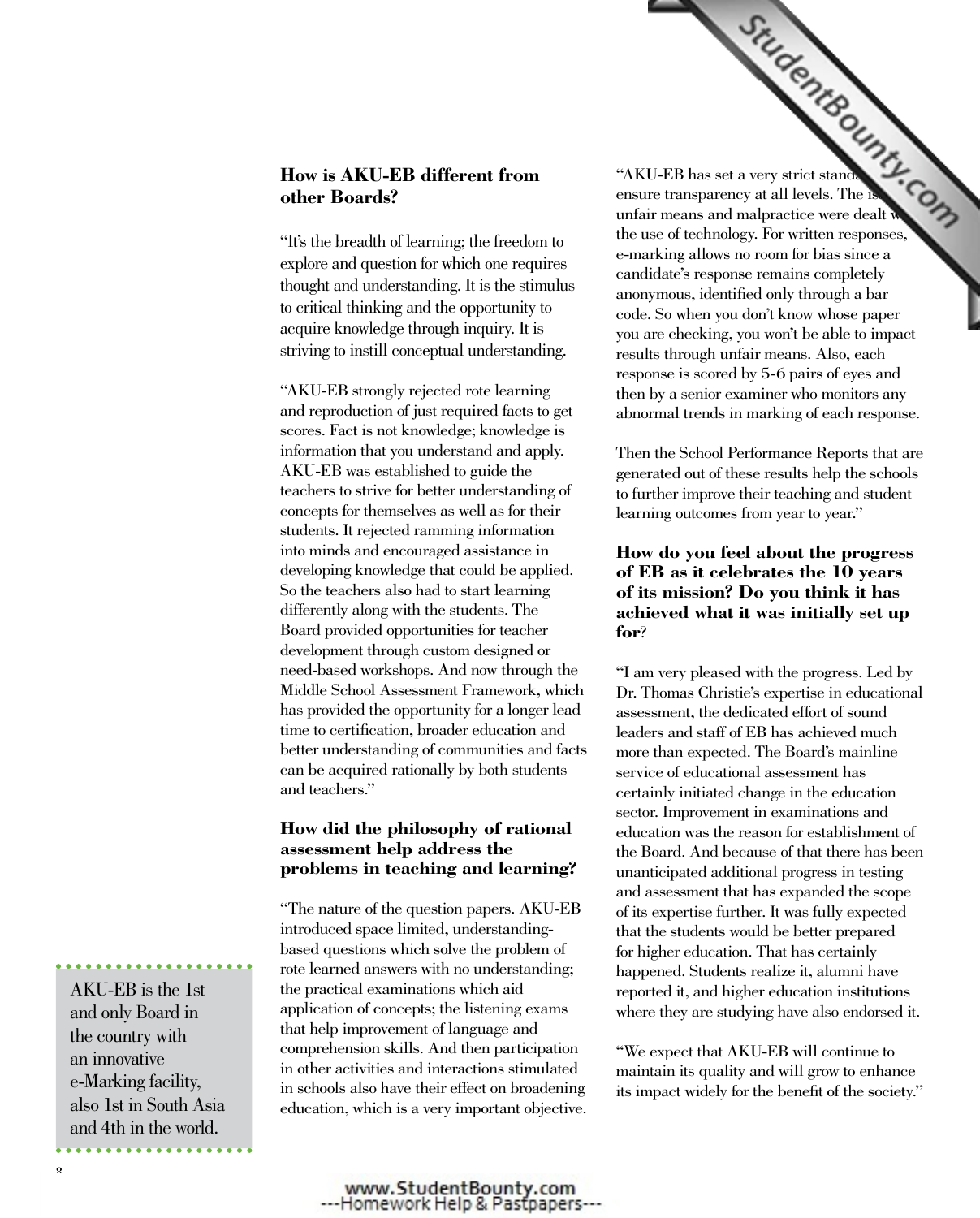### How is AKU-EB different from other Boards?

"It's the breadth of learning; the freedom to explore and question for which one requires thought and understanding. It is the stimulus to critical thinking and the opportunity to acquire knowledge through inquiry. It is striving to instill conceptual understanding.

"AKU-EB strongly rejected rote learning and reproduction of just required facts to get scores. Fact is not knowledge; knowledge is information that you understand and apply. AKU-EB was established to guide the teachers to strive for better understanding of concepts for themselves as well as for their students. It rejected ramming information into minds and encouraged assistance in developing knowledge that could be applied. So the teachers also had to start learning differently along with the students. The Board provided opportunities for teacher development through custom designed or need-based workshops. And now through the Middle School Assessment Framework, which has provided the opportunity for a longer lead time to certification, broader education and better understanding of communities and facts can be acquired rationally by both students and teachers."

### How did the philosophy of rational assessment help address the problems in teaching and learning?

"The nature of the question papers. AKU-EB introduced space limited, understanding-based questions which solve the problem of rote learned answers with no understanding; the practical examinations which aid application of concepts; the listening exams that help improvement of language and comprehension skills. And then participation in other activities and interactions stimulated in schools also have their effect on broadening education, which is a very important objective.

"AKU-EB has set a very strict standa[rd to] ensure transparency at all levels. The is[sues of] unfair means and malpractice were dealt w[ith through] the use of technology. For written responses, e-marking allows no room for bias since a candidate's response remains completely anonymous, identified only through a bar code. So when you don't know whose paper you are checking, you won't be able to impact results through unfair means. Also, each response is scored by 5-6 pairs of eyes and then by a senior examiner who monitors any abnormal trends in marking of each response.

Then the School Performance Reports that are generated out of these results help the schools to further improve their teaching and student learning outcomes from year to year."

### How do you feel about the progress of EB as it celebrates the 10 years of its mission? Do you think it has achieved what it was initially set up for?

"I am very pleased with the progress. Led by Dr. Thomas Christie's expertise in educational assessment, the dedicated effort of sound leaders and staff of EB has achieved much more than expected. The Board's mainline service of educational assessment has certainly initiated change in the education sector. Improvement in examinations and education was the reason for establishment of the Board. And because of that there has been unanticipated additional progress in testing and assessment that has expanded the scope of its expertise further. It was fully expected that the students would be better prepared for higher education. That has certainly happened. Students realize it, alumni have reported it, and higher education institutions where they are studying have also endorsed it.

"We expect that AKU-EB will continue to maintain its quality and will grow to enhance its impact widely for the benefit of the society."

AKU-EB is the 1st and only Board in the country with an innovative e-Marking facility, also 1st in South Asia and 4th in the world.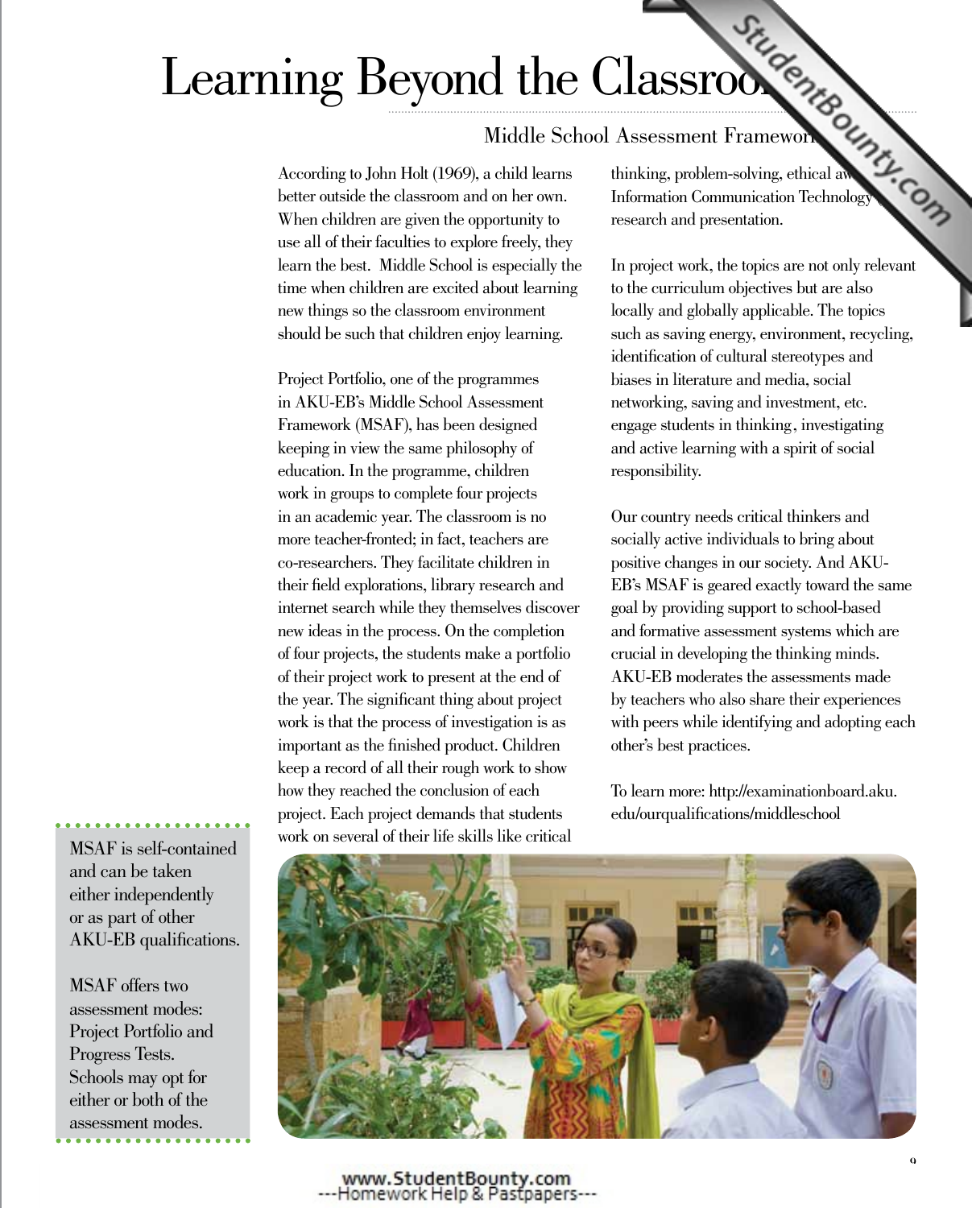# Learning Beyond the Classroom

## Middle School Assessment Framework

According to John Holt (1969), a child learns better outside the classroom and on her own. When children are given the opportunity to use all of their faculties to explore freely, they learn the best. Middle School is especially the time when children are excited about learning new things so the classroom environment should be such that children enjoy learning.

Project Portfolio, one of the programmes in AKU-EB's Middle School Assessment Framework (MSAF), has been designed keeping in view the same philosophy of education. In the programme, children work in groups to complete four projects in an academic year. The classroom is no more teacher-fronted; in fact, teachers are co-researchers. They facilitate children in their field explorations, library research and internet search while they themselves discover new ideas in the process. On the completion of four projects, the students make a portfolio of their project work to present at the end of the year. The significant thing about project work is that the process of investigation is as important as the finished product. Children keep a record of all their rough work to show how they reached the conclusion of each project. Each project demands that students work on several of their life skills like critical thinking, problem-solving, ethical aw[areness], Information Communication Technology [...] research and presentation.

In project work, the topics are not only relevant to the curriculum objectives but are also locally and globally applicable. The topics such as saving energy, environment, recycling, identification of cultural stereotypes and biases in literature and media, social networking, saving and investment, etc. engage students in thinking, investigating and active learning with a spirit of social responsibility.

Our country needs critical thinkers and socially active individuals to bring about positive changes in our society. And AKU-EB's MSAF is geared exactly toward the same goal by providing support to school-based and formative assessment systems which are crucial in developing the thinking minds. AKU-EB moderates the assessments made by teachers who also share their experiences with peers while identifying and adopting each other's best practices.

To learn more: http://examinationboard.aku.edu/ourqualifications/middleschool

MSAF is self-contained and can be taken either independently or as part of other AKU-EB qualifications.

MSAF offers two assessment modes: Project Portfolio and Progress Tests. Schools may opt for either or both of the assessment modes.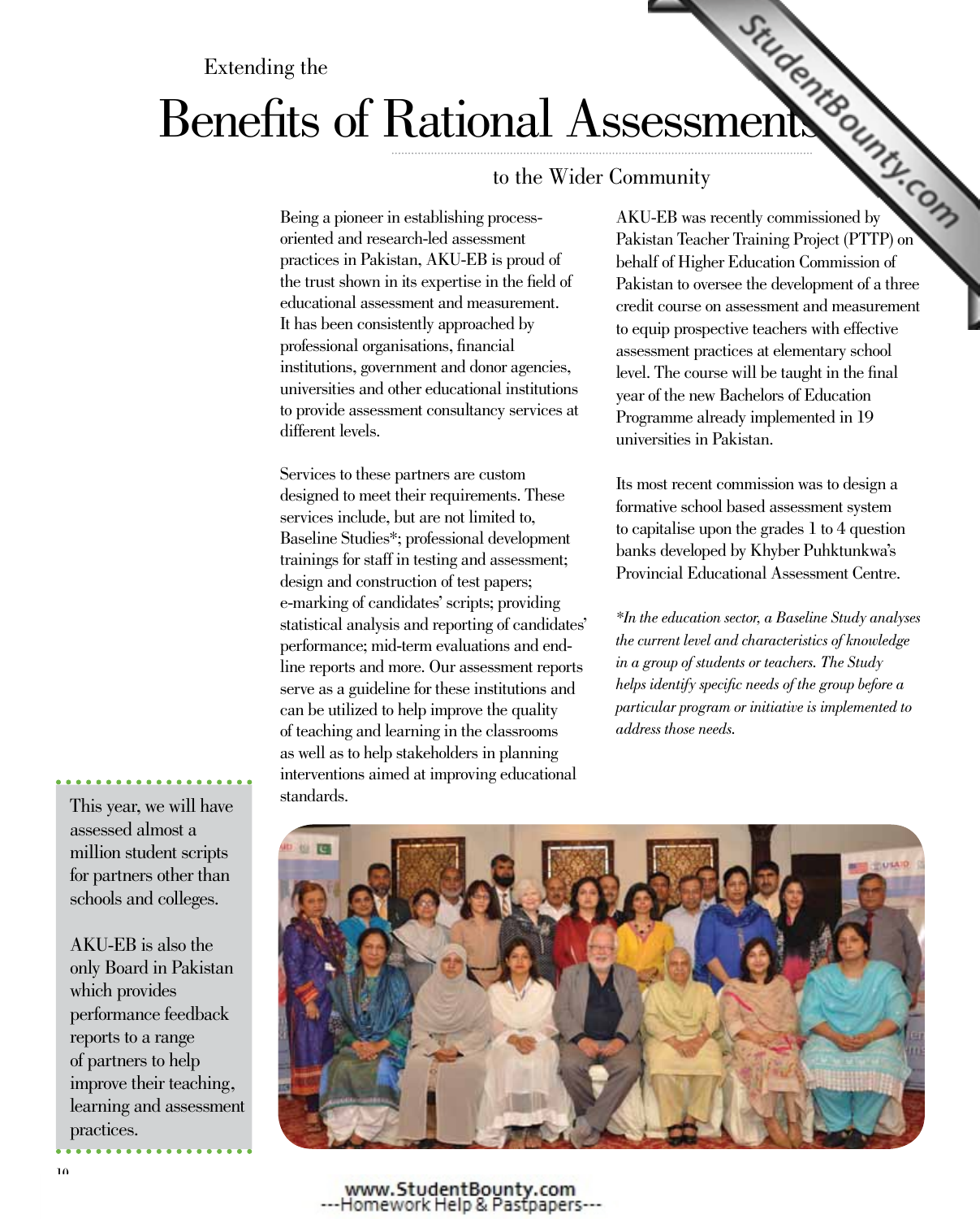Extending the

# Benefits of Rational Assessments

to the Wider Community

Being a pioneer in establishing process-oriented and research-led assessment practices in Pakistan, AKU-EB is proud of the trust shown in its expertise in the field of educational assessment and measurement. It has been consistently approached by professional organisations, financial institutions, government and donor agencies, universities and other educational institutions to provide assessment consultancy services at different levels.

Services to these partners are custom designed to meet their requirements. These services include, but are not limited to, Baseline Studies*; professional development trainings for staff in testing and assessment; design and construction of test papers; e-marking of candidates' scripts; providing statistical analysis and reporting of candidates' performance; mid-term evaluations and end-line reports and more. Our assessment reports serve as a guideline for these institutions and can be utilized to help improve the quality of teaching and learning in the classrooms as well as to help stakeholders in planning interventions aimed at improving educational standards.

AKU-EB was recently commissioned by Pakistan Teacher Training Project (PTTP) on behalf of Higher Education Commission of Pakistan to oversee the development of a three credit course on assessment and measurement to equip prospective teachers with effective assessment practices at elementary school level. The course will be taught in the final year of the new Bachelors of Education Programme already implemented in 19 universities in Pakistan.

Its most recent commission was to design a formative school based assessment system to capitalise upon the grades 1 to 4 question banks developed by Khyber Puhktunkwa's Provincial Educational Assessment Centre.

*\*In the education sector, a Baseline Study analyses the current level and characteristics of knowledge in a group of students or teachers. The Study helps identify specific needs of the group before a particular program or initiative is implemented to address those needs.*

This year, we will have assessed almost a million student scripts for partners other than schools and colleges.

AKU-EB is also the only Board in Pakistan which provides performance feedback reports to a range of partners to help improve their teaching, learning and assessment practices.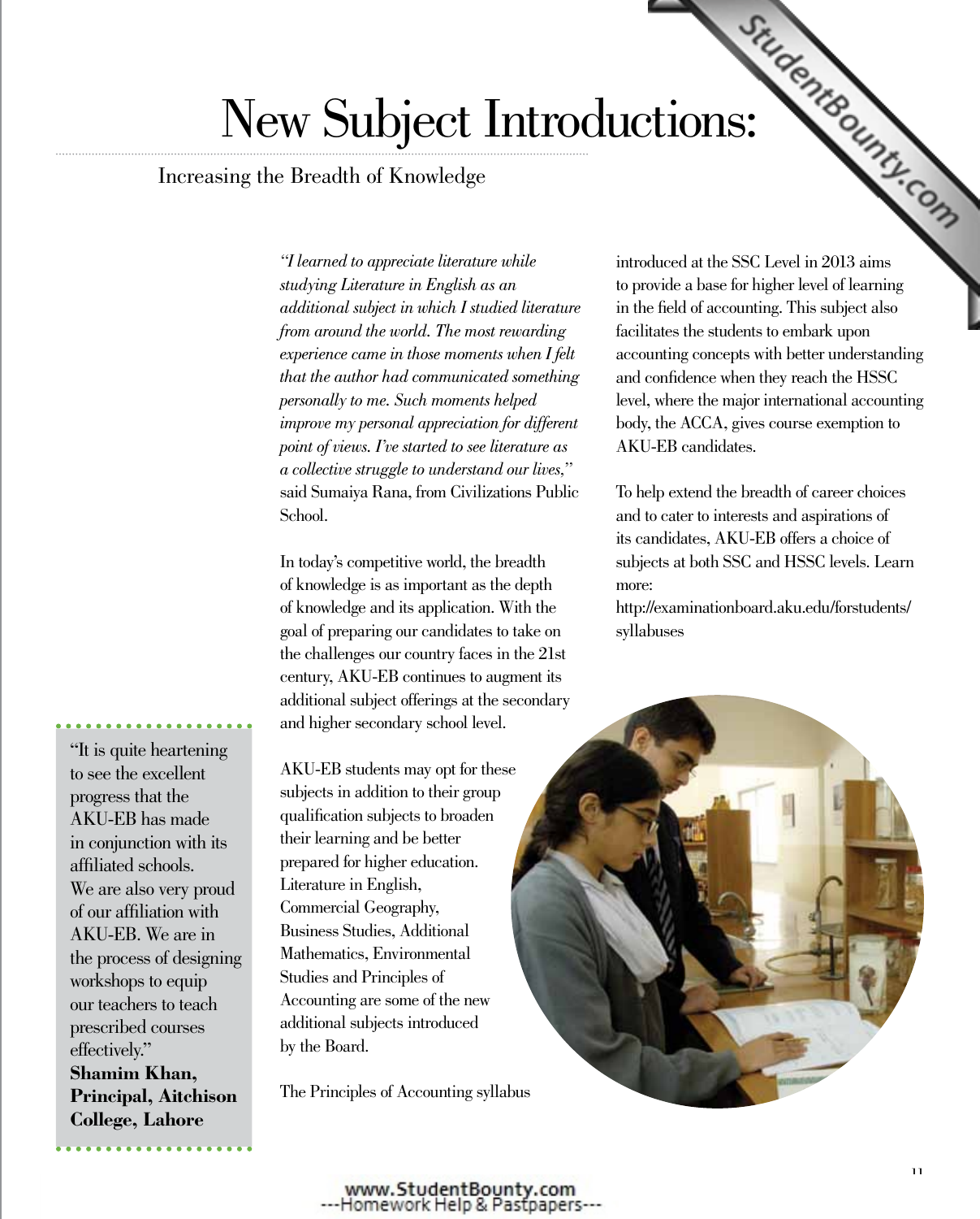# New Subject Introductions:

## Increasing the Breadth of Knowledge

*"I learned to appreciate literature while studying Literature in English as an additional subject in which I studied literature from around the world. The most rewarding experience came in those moments when I felt that the author had communicated something personally to me. Such moments helped improve my personal appreciation for different point of views. I've started to see literature as a collective struggle to understand our lives,"* said Sumaiya Rana, from Civilizations Public School.

In today's competitive world, the breadth of knowledge is as important as the depth of knowledge and its application. With the goal of preparing our candidates to take on the challenges our country faces in the 21st century, AKU-EB continues to augment its additional subject offerings at the secondary and higher secondary school level.

AKU-EB students may opt for these subjects in addition to their group qualification subjects to broaden their learning and be better prepared for higher education. Literature in English, Commercial Geography, Business Studies, Additional Mathematics, Environmental Studies and Principles of Accounting are some of the new additional subjects introduced by the Board.

The Principles of Accounting syllabus introduced at the SSC Level in 2013 aims to provide a base for higher level of learning in the field of accounting. This subject also facilitates the students to embark upon accounting concepts with better understanding and confidence when they reach the HSSC level, where the major international accounting body, the ACCA, gives course exemption to AKU-EB candidates.

To help extend the breadth of career choices and to cater to interests and aspirations of its candidates, AKU-EB offers a choice of subjects at both SSC and HSSC levels. Learn more: http://examinationboard.aku.edu/forstudents/syllabuses

"It is quite heartening to see the excellent progress that the AKU-EB has made in conjunction with its affiliated schools. We are also very proud of our affiliation with AKU-EB. We are in the process of designing workshops to equip our teachers to teach prescribed courses effectively."
**Shamim Khan, Principal, Aitchison College, Lahore**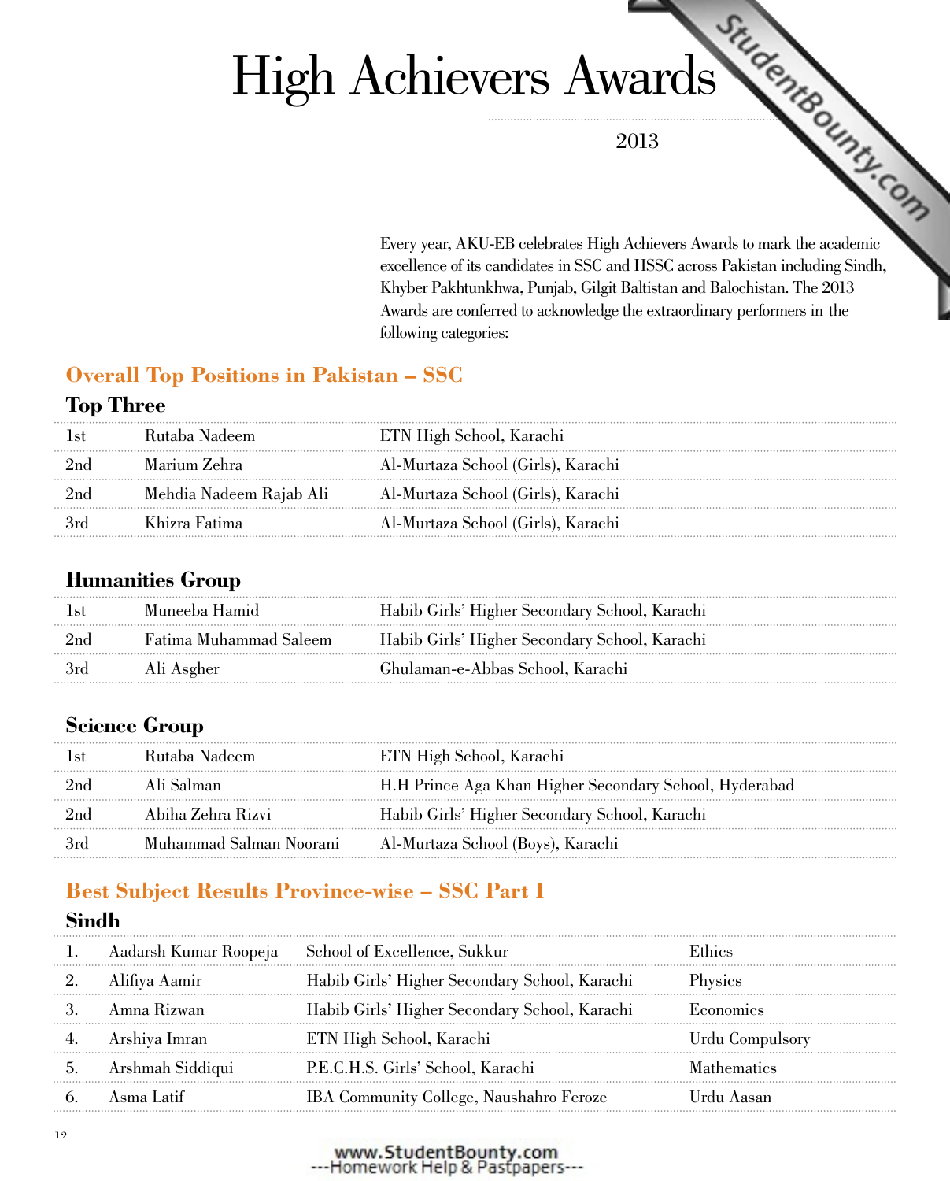# High Achievers Awards

2013

Every year, AKU-EB celebrates High Achievers Awards to mark the academic excellence of its candidates in SSC and HSSC across Pakistan including Sindh, Khyber Pakhtunkhwa, Punjab, Gilgit Baltistan and Balochistan. The 2013 Awards are conferred to acknowledge the extraordinary performers in the following categories:

## Overall Top Positions in Pakistan – SSC

### Top Three

| | | |
|---|---|---|
| 1st | Rutaba Nadeem | ETN High School, Karachi |
| 2nd | Marium Zehra | Al-Murtaza School (Girls), Karachi |
| 2nd | Mehdia Nadeem Rajab Ali | Al-Murtaza School (Girls), Karachi |
| 3rd | Khizra Fatima | Al-Murtaza School (Girls), Karachi |

### Humanities Group

| | | |
|---|---|---|
| 1st | Muneeba Hamid | Habib Girls' Higher Secondary School, Karachi |
| 2nd | Fatima Muhammad Saleem | Habib Girls' Higher Secondary School, Karachi |
| 3rd | Ali Asgher | Ghulaman-e-Abbas School, Karachi |

### Science Group

| | | |
|---|---|---|
| 1st | Rutaba Nadeem | ETN High School, Karachi |
| 2nd | Ali Salman | H.H Prince Aga Khan Higher Secondary School, Hyderabad |
| 2nd | Abiha Zehra Rizvi | Habib Girls' Higher Secondary School, Karachi |
| 3rd | Muhammad Salman Noorani | Al-Murtaza School (Boys), Karachi |

## Best Subject Results Province-wise – SSC Part I

### Sindh

| | | | |
|---|---|---|---|
| 1. | Aadarsh Kumar Roopeja | School of Excellence, Sukkur | Ethics |
| 2. | Alifiya Aamir | Habib Girls' Higher Secondary School, Karachi | Physics |
| 3. | Amna Rizwan | Habib Girls' Higher Secondary School, Karachi | Economics |
| 4. | Arshiya Imran | ETN High School, Karachi | Urdu Compulsory |
| 5. | Arshmah Siddiqui | P.E.C.H.S. Girls' School, Karachi | Mathematics |
| 6. | Asma Latif | IBA Community College, Naushahro Feroze | Urdu Aasan |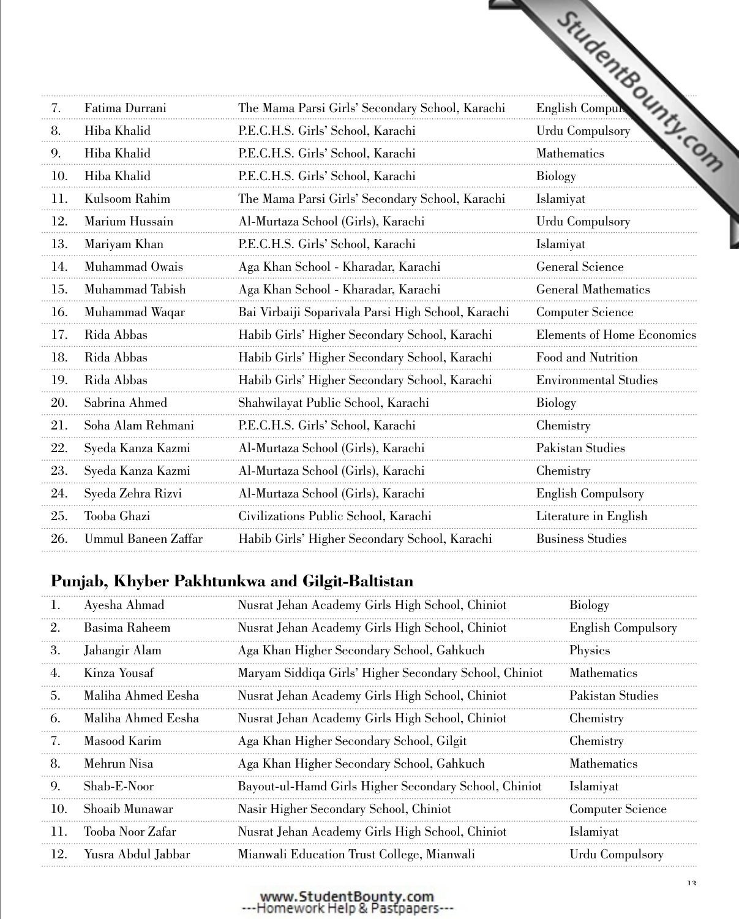| | | | |
|---|---|---|---|
| 7. | Fatima Durrani | The Mama Parsi Girls' Secondary School, Karachi | English Compulsory |
| 8. | Hiba Khalid | P.E.C.H.S. Girls' School, Karachi | Urdu Compulsory |
| 9. | Hiba Khalid | P.E.C.H.S. Girls' School, Karachi | Mathematics |
| 10. | Hiba Khalid | P.E.C.H.S. Girls' School, Karachi | Biology |
| 11. | Kulsoom Rahim | The Mama Parsi Girls' Secondary School, Karachi | Islamiyat |
| 12. | Marium Hussain | Al-Murtaza School (Girls), Karachi | Urdu Compulsory |
| 13. | Mariyam Khan | P.E.C.H.S. Girls' School, Karachi | Islamiyat |
| 14. | Muhammad Owais | Aga Khan School - Kharadar, Karachi | General Science |
| 15. | Muhammad Tabish | Aga Khan School - Kharadar, Karachi | General Mathematics |
| 16. | Muhammad Waqar | Bai Virbaiji Soparivala Parsi High School, Karachi | Computer Science |
| 17. | Rida Abbas | Habib Girls' Higher Secondary School, Karachi | Elements of Home Economics |
| 18. | Rida Abbas | Habib Girls' Higher Secondary School, Karachi | Food and Nutrition |
| 19. | Rida Abbas | Habib Girls' Higher Secondary School, Karachi | Environmental Studies |
| 20. | Sabrina Ahmed | Shahwilayat Public School, Karachi | Biology |
| 21. | Soha Alam Rehmani | P.E.C.H.S. Girls' School, Karachi | Chemistry |
| 22. | Syeda Kanza Kazmi | Al-Murtaza School (Girls), Karachi | Pakistan Studies |
| 23. | Syeda Kanza Kazmi | Al-Murtaza School (Girls), Karachi | Chemistry |
| 24. | Syeda Zehra Rizvi | Al-Murtaza School (Girls), Karachi | English Compulsory |
| 25. | Tooba Ghazi | Civilizations Public School, Karachi | Literature in English |
| 26. | Ummul Baneen Zaffar | Habib Girls' Higher Secondary School, Karachi | Business Studies |

## Punjab, Khyber Pakhtunkwa and Gilgit-Baltistan

| | | | |
|---|---|---|---|
| 1. | Ayesha Ahmad | Nusrat Jehan Academy Girls High School, Chiniot | Biology |
| 2. | Basima Raheem | Nusrat Jehan Academy Girls High School, Chiniot | English Compulsory |
| 3. | Jahangir Alam | Aga Khan Higher Secondary School, Gahkuch | Physics |
| 4. | Kinza Yousaf | Maryam Siddiqa Girls' Higher Secondary School, Chiniot | Mathematics |
| 5. | Maliha Ahmed Eesha | Nusrat Jehan Academy Girls High School, Chiniot | Pakistan Studies |
| 6. | Maliha Ahmed Eesha | Nusrat Jehan Academy Girls High School, Chiniot | Chemistry |
| 7. | Masood Karim | Aga Khan Higher Secondary School, Gilgit | Chemistry |
| 8. | Mehrun Nisa | Aga Khan Higher Secondary School, Gahkuch | Mathematics |
| 9. | Shab-E-Noor | Bayout-ul-Hamd Girls Higher Secondary School, Chiniot | Islamiyat |
| 10. | Shoaib Munawar | Nasir Higher Secondary School, Chiniot | Computer Science |
| 11. | Tooba Noor Zafar | Nusrat Jehan Academy Girls High School, Chiniot | Islamiyat |
| 12. | Yusra Abdul Jabbar | Mianwali Education Trust College, Mianwali | Urdu Compulsory |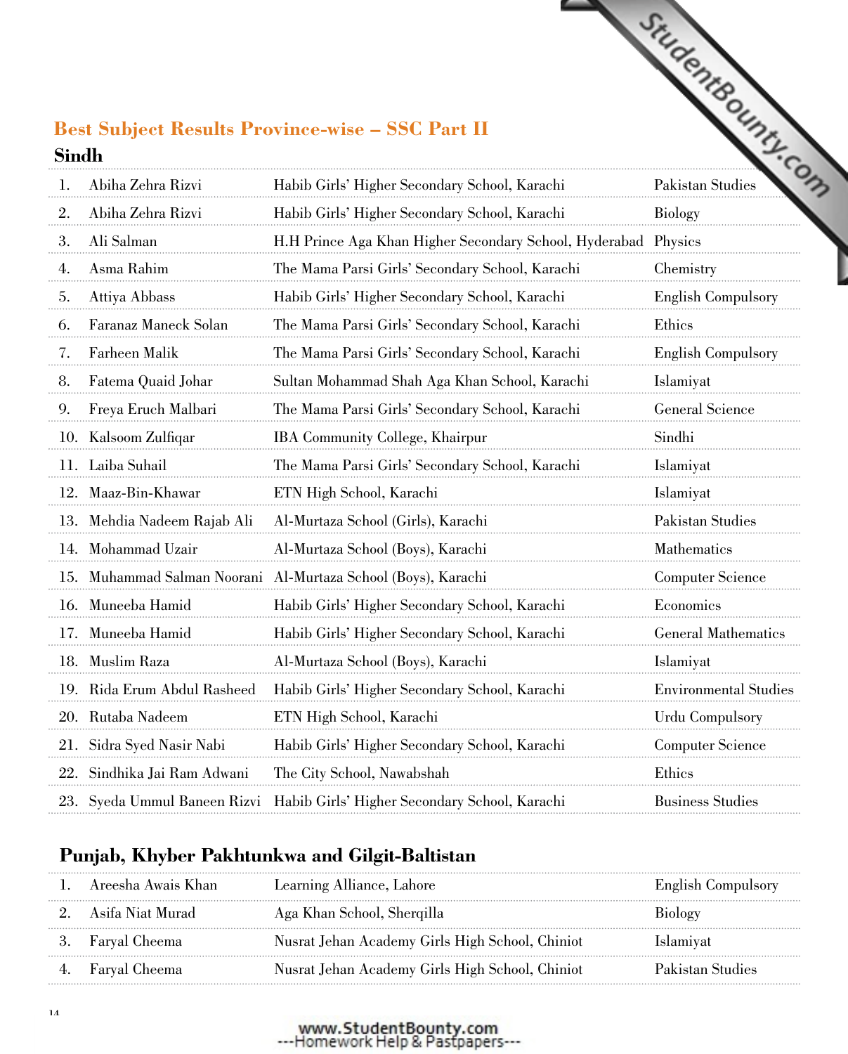## Best Subject Results Province-wise – SSC Part II

### Sindh

| | | | |
|---|---|---|---|
| 1. | Abiha Zehra Rizvi | Habib Girls' Higher Secondary School, Karachi | Pakistan Studies |
| 2. | Abiha Zehra Rizvi | Habib Girls' Higher Secondary School, Karachi | Biology |
| 3. | Ali Salman | H.H Prince Aga Khan Higher Secondary School, Hyderabad | Physics |
| 4. | Asma Rahim | The Mama Parsi Girls' Secondary School, Karachi | Chemistry |
| 5. | Attiya Abbass | Habib Girls' Higher Secondary School, Karachi | English Compulsory |
| 6. | Faranaz Maneck Solan | The Mama Parsi Girls' Secondary School, Karachi | Ethics |
| 7. | Farheen Malik | The Mama Parsi Girls' Secondary School, Karachi | English Compulsory |
| 8. | Fatema Quaid Johar | Sultan Mohammad Shah Aga Khan School, Karachi | Islamiyat |
| 9. | Freya Eruch Malbari | The Mama Parsi Girls' Secondary School, Karachi | General Science |
| 10. | Kalsoom Zulfiqar | IBA Community College, Khairpur | Sindhi |
| 11. | Laiba Suhail | The Mama Parsi Girls' Secondary School, Karachi | Islamiyat |
| 12. | Maaz-Bin-Khawar | ETN High School, Karachi | Islamiyat |
| 13. | Mehdia Nadeem Rajab Ali | Al-Murtaza School (Girls), Karachi | Pakistan Studies |
| 14. | Mohammad Uzair | Al-Murtaza School (Boys), Karachi | Mathematics |
| 15. | Muhammad Salman Noorani | Al-Murtaza School (Boys), Karachi | Computer Science |
| 16. | Muneeba Hamid | Habib Girls' Higher Secondary School, Karachi | Economics |
| 17. | Muneeba Hamid | Habib Girls' Higher Secondary School, Karachi | General Mathematics |
| 18. | Muslim Raza | Al-Murtaza School (Boys), Karachi | Islamiyat |
| 19. | Rida Erum Abdul Rasheed | Habib Girls' Higher Secondary School, Karachi | Environmental Studies |
| 20. | Rutaba Nadeem | ETN High School, Karachi | Urdu Compulsory |
| 21. | Sidra Syed Nasir Nabi | Habib Girls' Higher Secondary School, Karachi | Computer Science |
| 22. | Sindhika Jai Ram Adwani | The City School, Nawabshah | Ethics |
| 23. | Syeda Ummul Baneen Rizvi | Habib Girls' Higher Secondary School, Karachi | Business Studies |

### Punjab, Khyber Pakhtunkwa and Gilgit-Baltistan

| | | | |
|---|---|---|---|
| 1. | Areesha Awais Khan | Learning Alliance, Lahore | English Compulsory |
| 2. | Asifa Niat Murad | Aga Khan School, Sherqilla | Biology |
| 3. | Faryal Cheema | Nusrat Jehan Academy Girls High School, Chiniot | Islamiyat |
| 4. | Faryal Cheema | Nusrat Jehan Academy Girls High School, Chiniot | Pakistan Studies |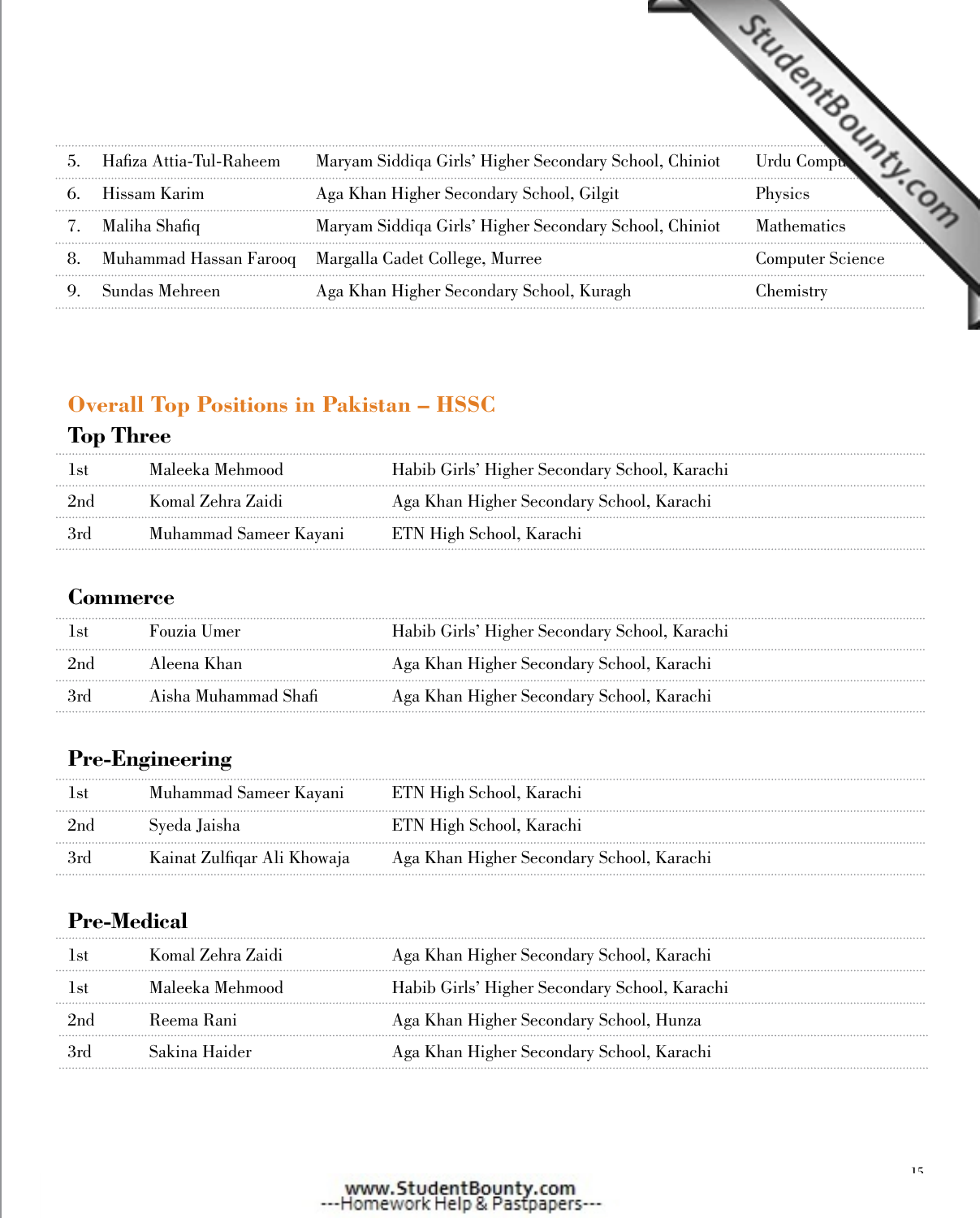| | | | |
|---|---|---|---|
| 5. | Hafiza Attia-Tul-Raheem | Maryam Siddiqa Girls' Higher Secondary School, Chiniot | Urdu Compu |
| 6. | Hissam Karim | Aga Khan Higher Secondary School, Gilgit | Physics |
| 7. | Maliha Shafiq | Maryam Siddiqa Girls' Higher Secondary School, Chiniot | Mathematics |
| 8. | Muhammad Hassan Farooq | Margalla Cadet College, Murree | Computer Science |
| 9. | Sundas Mehreen | Aga Khan Higher Secondary School, Kuragh | Chemistry |

## Overall Top Positions in Pakistan – HSSC

### Top Three

| | | |
|---|---|---|
| 1st | Maleeka Mehmood | Habib Girls' Higher Secondary School, Karachi |
| 2nd | Komal Zehra Zaidi | Aga Khan Higher Secondary School, Karachi |
| 3rd | Muhammad Sameer Kayani | ETN High School, Karachi |

### Commerce

| | | |
|---|---|---|
| 1st | Fouzia Umer | Habib Girls' Higher Secondary School, Karachi |
| 2nd | Aleena Khan | Aga Khan Higher Secondary School, Karachi |
| 3rd | Aisha Muhammad Shafi | Aga Khan Higher Secondary School, Karachi |

### Pre-Engineering

| | | |
|---|---|---|
| 1st | Muhammad Sameer Kayani | ETN High School, Karachi |
| 2nd | Syeda Jaisha | ETN High School, Karachi |
| 3rd | Kainat Zulfiqar Ali Khowaja | Aga Khan Higher Secondary School, Karachi |

### Pre-Medical

| | | |
|---|---|---|
| 1st | Komal Zehra Zaidi | Aga Khan Higher Secondary School, Karachi |
| 1st | Maleeka Mehmood | Habib Girls' Higher Secondary School, Karachi |
| 2nd | Reema Rani | Aga Khan Higher Secondary School, Hunza |
| 3rd | Sakina Haider | Aga Khan Higher Secondary School, Karachi |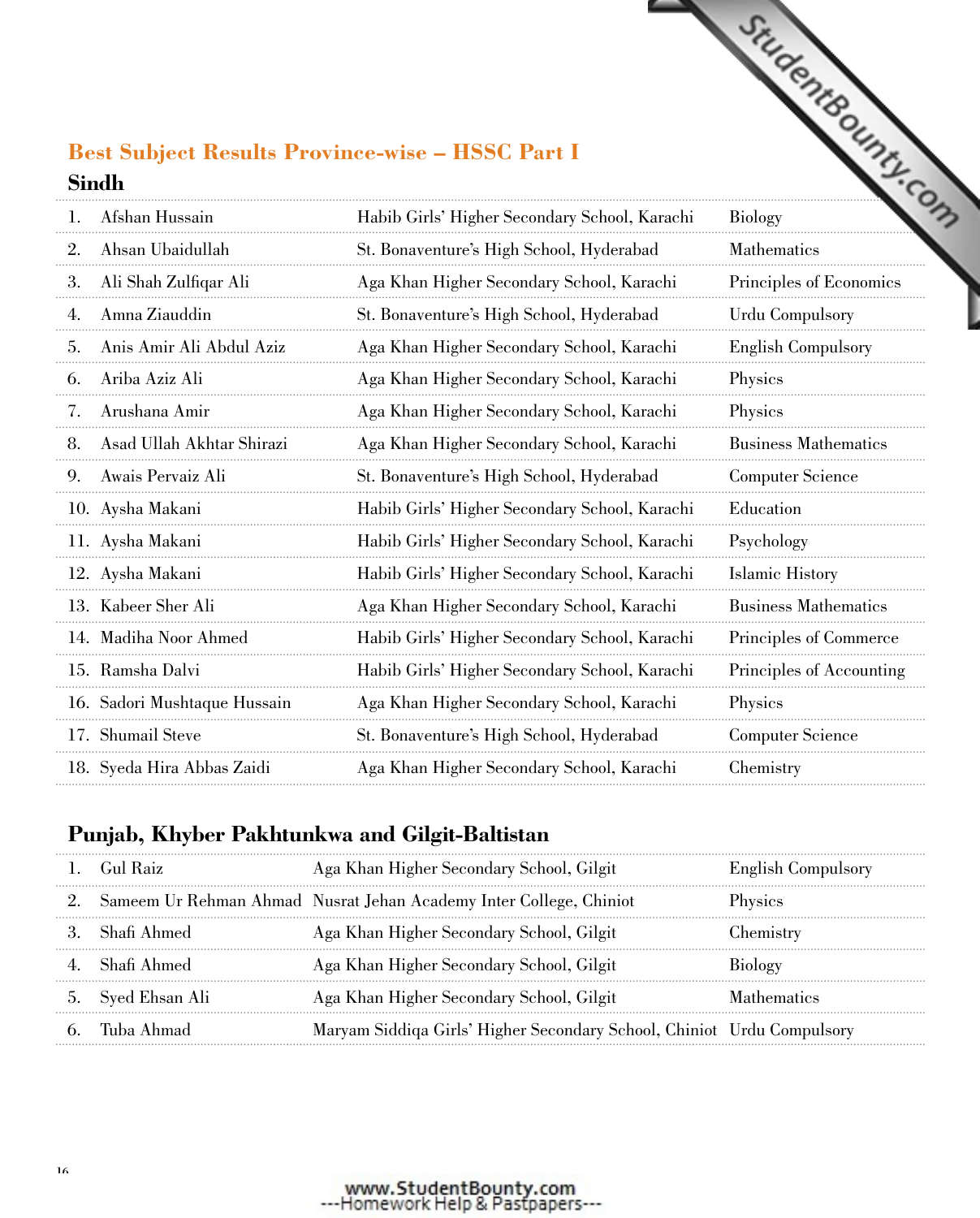## Best Subject Results Province-wise – HSSC Part I

### Sindh

| | | | |
|---|---|---|---|
| 1. | Afshan Hussain | Habib Girls' Higher Secondary School, Karachi | Biology |
| 2. | Ahsan Ubaidullah | St. Bonaventure's High School, Hyderabad | Mathematics |
| 3. | Ali Shah Zulfiqar Ali | Aga Khan Higher Secondary School, Karachi | Principles of Economics |
| 4. | Amna Ziauddin | St. Bonaventure's High School, Hyderabad | Urdu Compulsory |
| 5. | Anis Amir Ali Abdul Aziz | Aga Khan Higher Secondary School, Karachi | English Compulsory |
| 6. | Ariba Aziz Ali | Aga Khan Higher Secondary School, Karachi | Physics |
| 7. | Arushana Amir | Aga Khan Higher Secondary School, Karachi | Physics |
| 8. | Asad Ullah Akhtar Shirazi | Aga Khan Higher Secondary School, Karachi | Business Mathematics |
| 9. | Awais Pervaiz Ali | St. Bonaventure's High School, Hyderabad | Computer Science |
| 10. | Aysha Makani | Habib Girls' Higher Secondary School, Karachi | Education |
| 11. | Aysha Makani | Habib Girls' Higher Secondary School, Karachi | Psychology |
| 12. | Aysha Makani | Habib Girls' Higher Secondary School, Karachi | Islamic History |
| 13. | Kabeer Sher Ali | Aga Khan Higher Secondary School, Karachi | Business Mathematics |
| 14. | Madiha Noor Ahmed | Habib Girls' Higher Secondary School, Karachi | Principles of Commerce |
| 15. | Ramsha Dalvi | Habib Girls' Higher Secondary School, Karachi | Principles of Accounting |
| 16. | Sadori Mushtaque Hussain | Aga Khan Higher Secondary School, Karachi | Physics |
| 17. | Shumail Steve | St. Bonaventure's High School, Hyderabad | Computer Science |
| 18. | Syeda Hira Abbas Zaidi | Aga Khan Higher Secondary School, Karachi | Chemistry |

### Punjab, Khyber Pakhtunkwa and Gilgit-Baltistan

| | | | |
|---|---|---|---|
| 1. | Gul Raiz | Aga Khan Higher Secondary School, Gilgit | English Compulsory |
| 2. | Sameem Ur Rehman Ahmad | Nusrat Jehan Academy Inter College, Chiniot | Physics |
| 3. | Shafi Ahmed | Aga Khan Higher Secondary School, Gilgit | Chemistry |
| 4. | Shafi Ahmed | Aga Khan Higher Secondary School, Gilgit | Biology |
| 5. | Syed Ehsan Ali | Aga Khan Higher Secondary School, Gilgit | Mathematics |
| 6. | Tuba Ahmad | Maryam Siddiqa Girls' Higher Secondary School, Chiniot | Urdu Compulsory |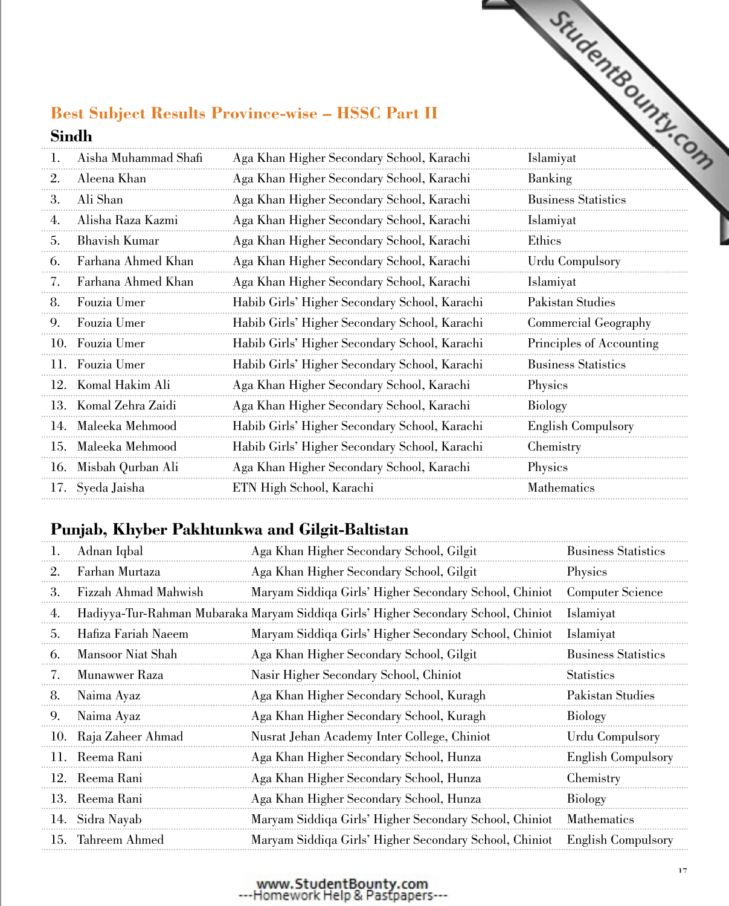## Best Subject Results Province-wise – HSSC Part II

### Sindh

| No. | Name | School | Subject |
|---|---|---|---|
| 1. | Aisha Muhammad Shafi | Aga Khan Higher Secondary School, Karachi | Islamiyat |
| 2. | Aleena Khan | Aga Khan Higher Secondary School, Karachi | Banking |
| 3. | Ali Shan | Aga Khan Higher Secondary School, Karachi | Business Statistics |
| 4. | Alisha Raza Kazmi | Aga Khan Higher Secondary School, Karachi | Islamiyat |
| 5. | Bhavish Kumar | Aga Khan Higher Secondary School, Karachi | Ethics |
| 6. | Farhana Ahmed Khan | Aga Khan Higher Secondary School, Karachi | Urdu Compulsory |
| 7. | Farhana Ahmed Khan | Aga Khan Higher Secondary School, Karachi | Islamiyat |
| 8. | Fouzia Umer | Habib Girls' Higher Secondary School, Karachi | Pakistan Studies |
| 9. | Fouzia Umer | Habib Girls' Higher Secondary School, Karachi | Commercial Geography |
| 10. | Fouzia Umer | Habib Girls' Higher Secondary School, Karachi | Principles of Accounting |
| 11. | Fouzia Umer | Habib Girls' Higher Secondary School, Karachi | Business Statistics |
| 12. | Komal Hakim Ali | Aga Khan Higher Secondary School, Karachi | Physics |
| 13. | Komal Zehra Zaidi | Aga Khan Higher Secondary School, Karachi | Biology |
| 14. | Maleeka Mehmood | Habib Girls' Higher Secondary School, Karachi | English Compulsory |
| 15. | Maleeka Mehmood | Habib Girls' Higher Secondary School, Karachi | Chemistry |
| 16. | Misbah Qurban Ali | Aga Khan Higher Secondary School, Karachi | Physics |
| 17. | Syeda Jaisha | ETN High School, Karachi | Mathematics |

### Punjab, Khyber Pakhtunkwa and Gilgit-Baltistan

| No. | Name | School | Subject |
|---|---|---|---|
| 1. | Adnan Iqbal | Aga Khan Higher Secondary School, Gilgit | Business Statistics |
| 2. | Farhan Murtaza | Aga Khan Higher Secondary School, Gilgit | Physics |
| 3. | Fizzah Ahmad Mahwish | Maryam Siddiqa Girls' Higher Secondary School, Chiniot | Computer Science |
| 4. | Hadiyya-Tur-Rahman Mubaraka | Maryam Siddiqa Girls' Higher Secondary School, Chiniot | Islamiyat |
| 5. | Hafiza Fariah Naeem | Maryam Siddiqa Girls' Higher Secondary School, Chiniot | Islamiyat |
| 6. | Mansoor Niat Shah | Aga Khan Higher Secondary School, Gilgit | Business Statistics |
| 7. | Munawwer Raza | Nasir Higher Secondary School, Chiniot | Statistics |
| 8. | Naima Ayaz | Aga Khan Higher Secondary School, Kuragh | Pakistan Studies |
| 9. | Naima Ayaz | Aga Khan Higher Secondary School, Kuragh | Biology |
| 10. | Raja Zaheer Ahmad | Nusrat Jehan Academy Inter College, Chiniot | Urdu Compulsory |
| 11. | Reema Rani | Aga Khan Higher Secondary School, Hunza | English Compulsory |
| 12. | Reema Rani | Aga Khan Higher Secondary School, Hunza | Chemistry |
| 13. | Reema Rani | Aga Khan Higher Secondary School, Hunza | Biology |
| 14. | Sidra Nayab | Maryam Siddiqa Girls' Higher Secondary School, Chiniot | Mathematics |
| 15. | Tahreem Ahmed | Maryam Siddiqa Girls' Higher Secondary School, Chiniot | English Compulsory |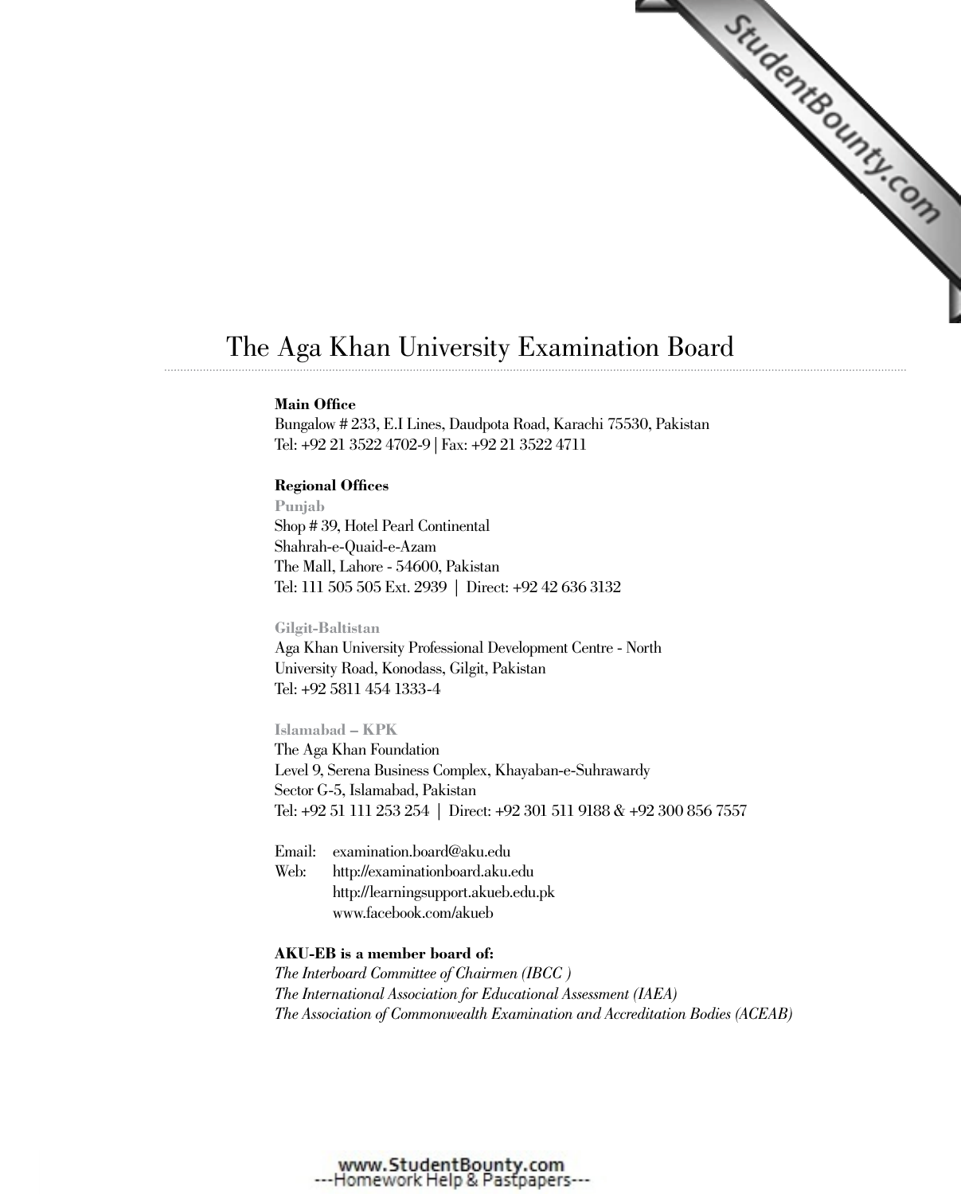# The Aga Khan University Examination Board

**Main Office**
Bungalow # 233, E.I Lines, Daudpota Road, Karachi 75530, Pakistan
Tel: +92 21 3522 4702-9 | Fax: +92 21 3522 4711

**Regional Offices**

**Punjab**
Shop # 39, Hotel Pearl Continental
Shahrah-e-Quaid-e-Azam
The Mall, Lahore - 54600, Pakistan
Tel: 111 505 505 Ext. 2939 | Direct: +92 42 636 3132

**Gilgit-Baltistan**
Aga Khan University Professional Development Centre - North
University Road, Konodass, Gilgit, Pakistan
Tel: +92 5811 454 1333-4

**Islamabad – KPK**
The Aga Khan Foundation
Level 9, Serena Business Complex, Khayaban-e-Suhrawardy
Sector G-5, Islamabad, Pakistan
Tel: +92 51 111 253 254 | Direct: +92 301 511 9188 & +92 300 856 7557

Email: examination.board@aku.edu
Web: http://examinationboard.aku.edu
http://learningsupport.akueb.edu.pk
www.facebook.com/akueb

**AKU-EB is a member board of:**
*The Interboard Committee of Chairmen (IBCC )*
*The International Association for Educational Assessment (IAEA)*
*The Association of Commonwealth Examination and Accreditation Bodies (ACEAB)*